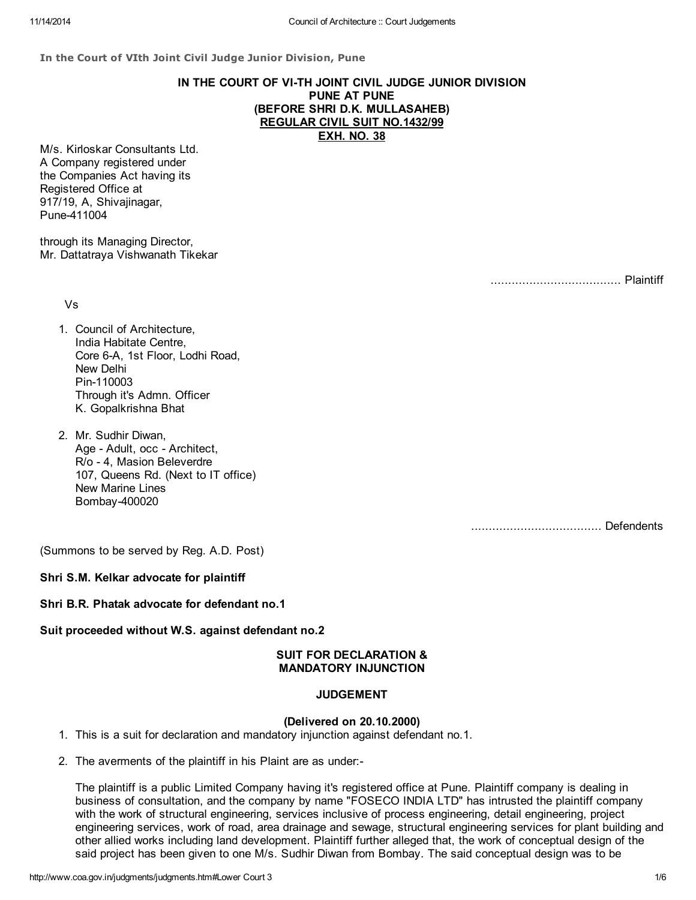**In the Court of VIth Joint Civil Judge Junior Division, Pune**

**IN THE COURT OF VI-TH JOINT CIVIL JUDGE JUNIOR DIVISION**
**PUNE AT PUNE**
**(BEFORE SHRI D.K. MULLASAHEB)**
**REGULAR CIVIL SUIT NO.1432/99**
**EXH. NO. 38**

M/s. Kirloskar Consultants Ltd.
A Company registered under
the Companies Act having its
Registered Office at
917/19, A, Shivajinagar,
Pune-411004

through its Managing Director,
Mr. Dattatraya Vishwanath Tikekar

..................................... Plaintiff

Vs

1. Council of Architecture,
   India Habitate Centre,
   Core 6-A, 1st Floor, Lodhi Road,
   New Delhi
   Pin-110003
   Through it's Admn. Officer
   K. Gopalkrishna Bhat

2. Mr. Sudhir Diwan,
   Age - Adult, occ - Architect,
   R/o - 4, Masion Beleverdre
   107, Queens Rd. (Next to IT office)
   New Marine Lines
   Bombay-400020

..................................... Defendents

(Summons to be served by Reg. A.D. Post)

**Shri S.M. Kelkar advocate for plaintiff**

**Shri B.R. Phatak advocate for defendant no.1**

**Suit proceeded without W.S. against defendant no.2**

**SUIT FOR DECLARATION & MANDATORY INJUNCTION**

**JUDGEMENT**

**(Delivered on 20.10.2000)**

1. This is a suit for declaration and mandatory injunction against defendant no.1.

2. The averments of the plaintiff in his Plaint are as under:-

   The plaintiff is a public Limited Company having it's registered office at Pune. Plaintiff company is dealing in business of consultation, and the company by name "FOSECO INDIA LTD" has intrusted the plaintiff company with the work of structural engineering, services inclusive of process engineering, detail engineering, project engineering services, work of road, area drainage and sewage, structural engineering services for plant building and other allied works including land development. Plaintiff further alleged that, the work of conceptual design of the said project has been given to one M/s. Sudhir Diwan from Bombay. The said conceptual design was to be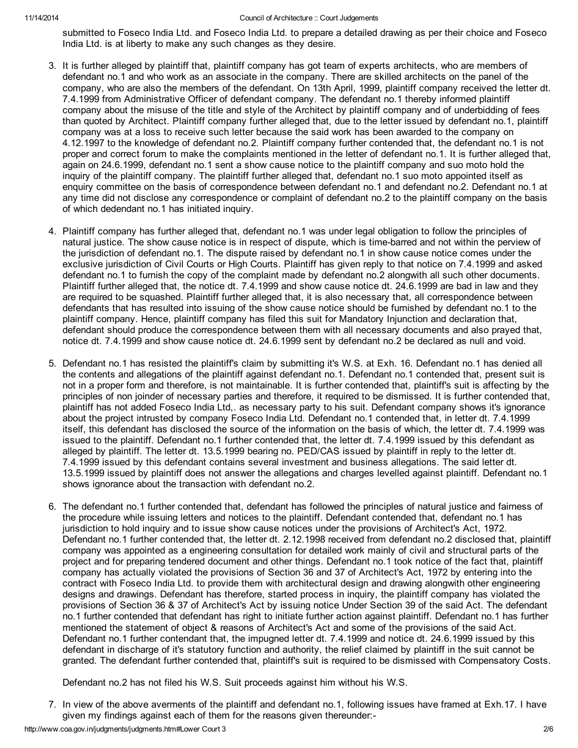submitted to Foseco India Ltd. and Foseco India Ltd. to prepare a detailed drawing as per their choice and Foseco India Ltd. is at liberty to make any such changes as they desire.

3. It is further alleged by plaintiff that, plaintiff company has got team of experts architects, who are members of defendant no.1 and who work as an associate in the company. There are skilled architects on the panel of the company, who are also the members of the defendant. On 13th April, 1999, plaintiff company received the letter dt. 7.4.1999 from Administrative Officer of defendant company. The defendant no.1 thereby informed plaintiff company about the misuse of the title and style of the Architect by plaintiff company and of underbidding of fees than quoted by Architect. Plaintiff company further alleged that, due to the letter issued by defendant no.1, plaintiff company was at a loss to receive such letter because the said work has been awarded to the company on 4.12.1997 to the knowledge of defendant no.2. Plaintiff company further contended that, the defendant no.1 is not proper and correct forum to make the complaints mentioned in the letter of defendant no.1. It is further alleged that, again on 24.6.1999, defendant no.1 sent a show cause notice to the plaintiff company and suo moto hold the inquiry of the plaintiff company. The plaintiff further alleged that, defendant no.1 suo moto appointed itself as enquiry committee on the basis of correspondence between defendant no.1 and defendant no.2. Defendant no.1 at any time did not disclose any correspondence or complaint of defendant no.2 to the plaintiff company on the basis of which dedendant no.1 has initiated inquiry.

4. Plaintiff company has further alleged that, defendant no.1 was under legal obligation to follow the principles of natural justice. The show cause notice is in respect of dispute, which is time-barred and not within the perview of the jurisdiction of defendant no.1. The dispute raised by defendant no.1 in show cause notice comes under the exclusive jurisdiction of Civil Courts or High Courts. Plaintiff has given reply to that notice on 7.4.1999 and asked defendant no.1 to furnish the copy of the complaint made by defendant no.2 alongwith all such other documents. Plaintiff further alleged that, the notice dt. 7.4.1999 and show cause notice dt. 24.6.1999 are bad in law and they are required to be squashed. Plaintiff further alleged that, it is also necessary that, all correspondence between defendants that has resulted into issuing of the show cause notice should be furnished by defendant no.1 to the plaintiff company. Hence, plaintiff company has filed this suit for Mandatory Injunction and declaration that, defendant should produce the correspondence between them with all necessary documents and also prayed that, notice dt. 7.4.1999 and show cause notice dt. 24.6.1999 sent by defendant no.2 be declared as null and void.

5. Defendant no.1 has resisted the plaintiff's claim by submitting it's W.S. at Exh. 16. Defendant no.1 has denied all the contents and allegations of the plaintiff against defendant no.1. Defendant no.1 contended that, present suit is not in a proper form and therefore, is not maintainable. It is further contended that, plaintiff's suit is affecting by the principles of non joinder of necessary parties and therefore, it required to be dismissed. It is further contended that, plaintiff has not added Foseco India Ltd,. as necessary party to his suit. Defendant company shows it's ignorance about the project intrusted by company Foseco India Ltd. Defendant no.1 contended that, in letter dt. 7.4.1999 itself, this defendant has disclosed the source of the information on the basis of which, the letter dt. 7.4.1999 was issued to the plaintiff. Defendant no.1 further contended that, the letter dt. 7.4.1999 issued by this defendant as alleged by plaintiff. The letter dt. 13.5.1999 bearing no. PED/CAS issued by plaintiff in reply to the letter dt. 7.4.1999 issued by this defendant contains several investment and business allegations. The said letter dt. 13.5.1999 issued by plaintiff does not answer the allegations and charges levelled against plaintiff. Defendant no.1 shows ignorance about the transaction with defendant no.2.

6. The defendant no.1 further contended that, defendant has followed the principles of natural justice and fairness of the procedure while issuing letters and notices to the plaintiff. Defendant contended that, defendant no.1 has jurisdiction to hold inquiry and to issue show cause notices under the provisions of Architect's Act, 1972. Defendant no.1 further contended that, the letter dt. 2.12.1998 received from defendant no.2 disclosed that, plaintiff company was appointed as a engineering consultation for detailed work mainly of civil and structural parts of the project and for preparing tendered document and other things. Defendant no.1 took notice of the fact that, plaintiff company has actually violated the provisions of Section 36 and 37 of Architect's Act, 1972 by entering into the contract with Foseco India Ltd. to provide them with architectural design and drawing alongwith other engineering designs and drawings. Defendant has therefore, started process in inquiry, the plaintiff company has violated the provisions of Section 36 & 37 of Architect's Act by issuing notice Under Section 39 of the said Act. The defendant no.1 further contended that defendant has right to initiate further action against plaintiff. Defendant no.1 has further mentioned the statement of object & reasons of Architect's Act and some of the provisions of the said Act. Defendant no.1 further contendant that, the impugned letter dt. 7.4.1999 and notice dt. 24.6.1999 issued by this defendant in discharge of it's statutory function and authority, the relief claimed by plaintiff in the suit cannot be granted. The defendant further contended that, plaintiff's suit is required to be dismissed with Compensatory Costs.

   Defendant no.2 has not filed his W.S. Suit proceeds against him without his W.S.

7. In view of the above averments of the plaintiff and defendant no.1, following issues have framed at Exh.17. I have given my findings against each of them for the reasons given thereunder:-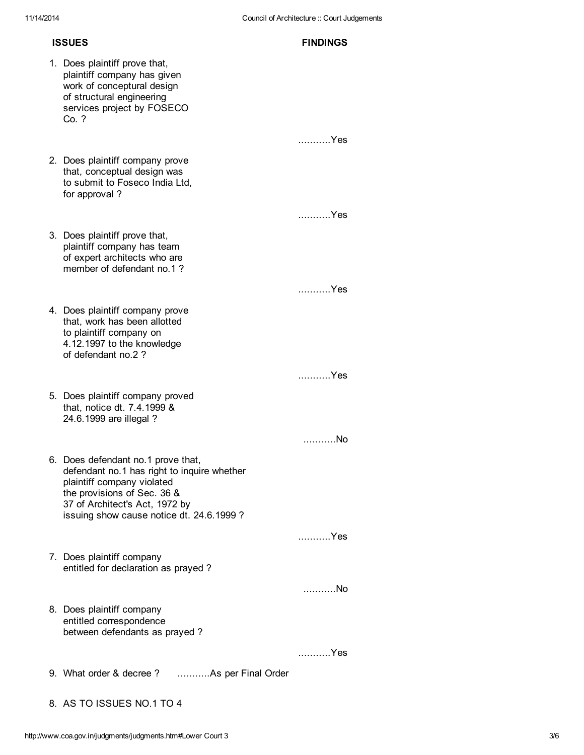| ISSUES | FINDINGS |
|---|---|
| 1. Does plaintiff prove that, plaintiff company has given work of conceptual design of structural engineering services project by FOSECO Co. ? | ..........Yes |
| 2. Does plaintiff company prove that, conceptual design was to submit to Foseco India Ltd, for approval ? | ..........Yes |
| 3. Does plaintiff prove that, plaintiff company has team of expert architects who are member of defendant no.1 ? | ..........Yes |
| 4. Does plaintiff company prove that, work has been allotted to plaintiff company on 4.12.1997 to the knowledge of defendant no.2 ? | ..........Yes |
| 5. Does plaintiff company proved that, notice dt. 7.4.1999 & 24.6.1999 are illegal ? | ..........No |
| 6. Does defendant no.1 prove that, defendant no.1 has right to inquire whether plaintiff company violated the provisions of Sec. 36 & 37 of Architect's Act, 1972 by issuing show cause notice dt. 24.6.1999 ? | ..........Yes |
| 7. Does plaintiff company entitled for declaration as prayed ? | ..........No |
| 8. Does plaintiff company entitled correspondence between defendants as prayed ? | ..........Yes |
| 9. What order & decree ? | ..........As per Final Order |

8. AS TO ISSUES NO.1 TO 4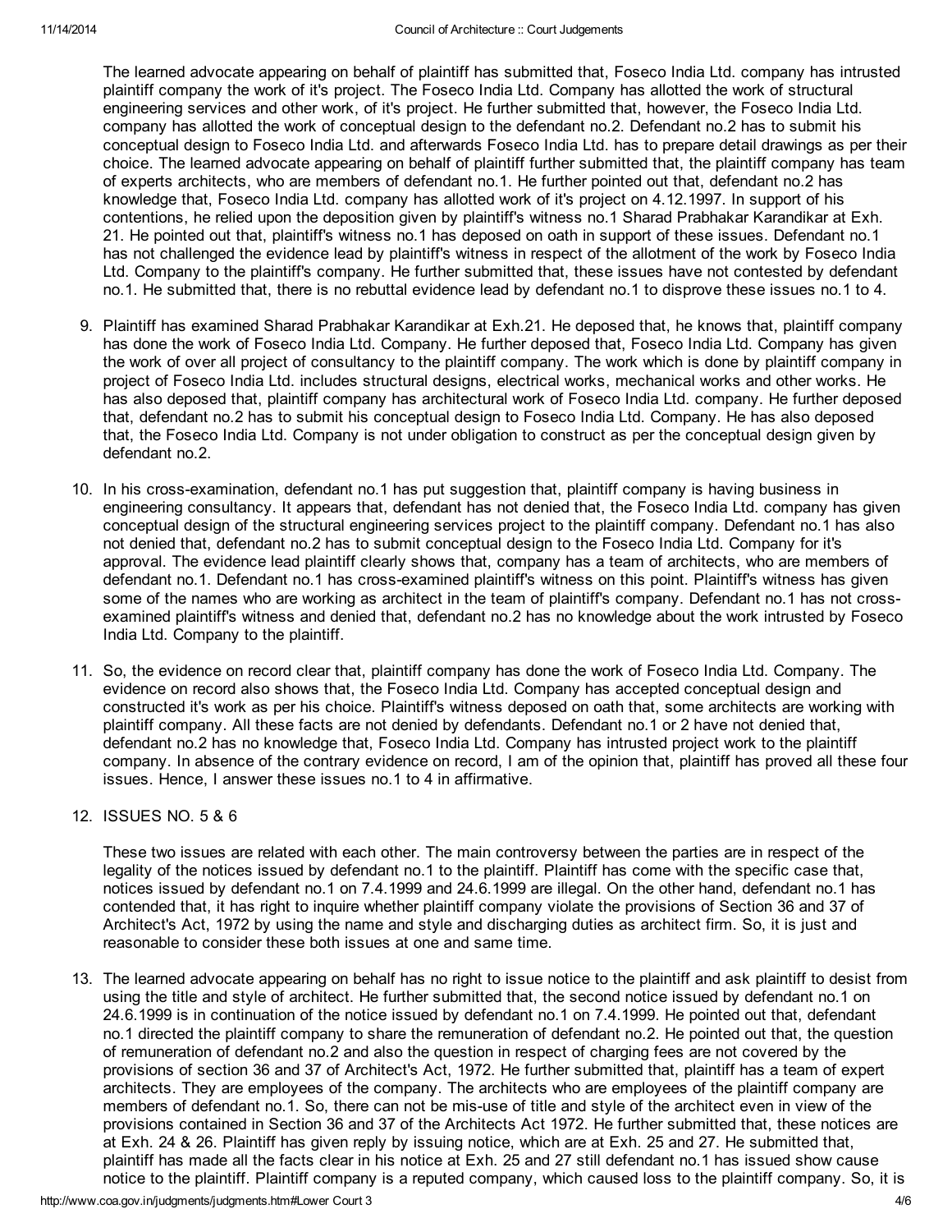The learned advocate appearing on behalf of plaintiff has submitted that, Foseco India Ltd. company has intrusted plaintiff company the work of it's project. The Foseco India Ltd. Company has allotted the work of structural engineering services and other work, of it's project. He further submitted that, however, the Foseco India Ltd. company has allotted the work of conceptual design to the defendant no.2. Defendant no.2 has to submit his conceptual design to Foseco India Ltd. and afterwards Foseco India Ltd. has to prepare detail drawings as per their choice. The learned advocate appearing on behalf of plaintiff further submitted that, the plaintiff company has team of experts architects, who are members of defendant no.1. He further pointed out that, defendant no.2 has knowledge that, Foseco India Ltd. company has allotted work of it's project on 4.12.1997. In support of his contentions, he relied upon the deposition given by plaintiff's witness no.1 Sharad Prabhakar Karandikar at Exh. 21. He pointed out that, plaintiff's witness no.1 has deposed on oath in support of these issues. Defendant no.1 has not challenged the evidence lead by plaintiff's witness in respect of the allotment of the work by Foseco India Ltd. Company to the plaintiff's company. He further submitted that, these issues have not contested by defendant no.1. He submitted that, there is no rebuttal evidence lead by defendant no.1 to disprove these issues no.1 to 4.

9. Plaintiff has examined Sharad Prabhakar Karandikar at Exh.21. He deposed that, he knows that, plaintiff company has done the work of Foseco India Ltd. Company. He further deposed that, Foseco India Ltd. Company has given the work of over all project of consultancy to the plaintiff company. The work which is done by plaintiff company in project of Foseco India Ltd. includes structural designs, electrical works, mechanical works and other works. He has also deposed that, plaintiff company has architectural work of Foseco India Ltd. company. He further deposed that, defendant no.2 has to submit his conceptual design to Foseco India Ltd. Company. He has also deposed that, the Foseco India Ltd. Company is not under obligation to construct as per the conceptual design given by defendant no.2.

10. In his cross-examination, defendant no.1 has put suggestion that, plaintiff company is having business in engineering consultancy. It appears that, defendant has not denied that, the Foseco India Ltd. company has given conceptual design of the structural engineering services project to the plaintiff company. Defendant no.1 has also not denied that, defendant no.2 has to submit conceptual design to the Foseco India Ltd. Company for it's approval. The evidence lead plaintiff clearly shows that, company has a team of architects, who are members of defendant no.1. Defendant no.1 has cross-examined plaintiff's witness on this point. Plaintiff's witness has given some of the names who are working as architect in the team of plaintiff's company. Defendant no.1 has not cross-examined plaintiff's witness and denied that, defendant no.2 has no knowledge about the work intrusted by Foseco India Ltd. Company to the plaintiff.

11. So, the evidence on record clear that, plaintiff company has done the work of Foseco India Ltd. Company. The evidence on record also shows that, the Foseco India Ltd. Company has accepted conceptual design and constructed it's work as per his choice. Plaintiff's witness deposed on oath that, some architects are working with plaintiff company. All these facts are not denied by defendants. Defendant no.1 or 2 have not denied that, defendant no.2 has no knowledge that, Foseco India Ltd. Company has intrusted project work to the plaintiff company. In absence of the contrary evidence on record, I am of the opinion that, plaintiff has proved all these four issues. Hence, I answer these issues no.1 to 4 in affirmative.

12. ISSUES NO. 5 & 6

    These two issues are related with each other. The main controversy between the parties are in respect of the legality of the notices issued by defendant no.1 to the plaintiff. Plaintiff has come with the specific case that, notices issued by defendant no.1 on 7.4.1999 and 24.6.1999 are illegal. On the other hand, defendant no.1 has contended that, it has right to inquire whether plaintiff company violate the provisions of Section 36 and 37 of Architect's Act, 1972 by using the name and style and discharging duties as architect firm. So, it is just and reasonable to consider these both issues at one and same time.

13. The learned advocate appearing on behalf has no right to issue notice to the plaintiff and ask plaintiff to desist from using the title and style of architect. He further submitted that, the second notice issued by defendant no.1 on 24.6.1999 is in continuation of the notice issued by defendant no.1 on 7.4.1999. He pointed out that, defendant no.1 directed the plaintiff company to share the remuneration of defendant no.2. He pointed out that, the question of remuneration of defendant no.2 and also the question in respect of charging fees are not covered by the provisions of section 36 and 37 of Architect's Act, 1972. He further submitted that, plaintiff has a team of expert architects. They are employees of the company. The architects who are employees of the plaintiff company are members of defendant no.1. So, there can not be mis-use of title and style of the architect even in view of the provisions contained in Section 36 and 37 of the Architects Act 1972. He further submitted that, these notices are at Exh. 24 & 26. Plaintiff has given reply by issuing notice, which are at Exh. 25 and 27. He submitted that, plaintiff has made all the facts clear in his notice at Exh. 25 and 27 still defendant no.1 has issued show cause notice to the plaintiff. Plaintiff company is a reputed company, which caused loss to the plaintiff company. So, it is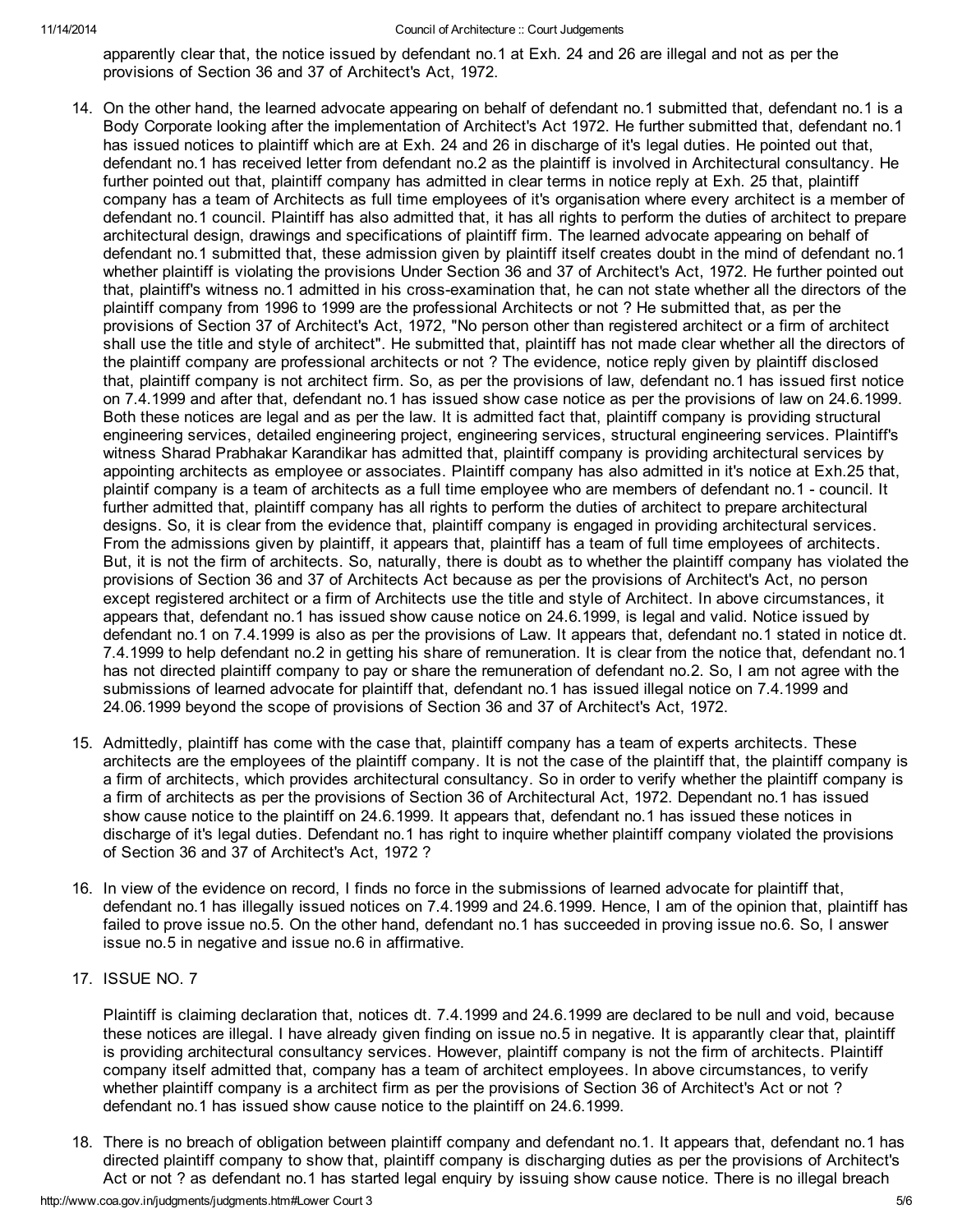apparently clear that, the notice issued by defendant no.1 at Exh. 24 and 26 are illegal and not as per the provisions of Section 36 and 37 of Architect's Act, 1972.

14. On the other hand, the learned advocate appearing on behalf of defendant no.1 submitted that, defendant no.1 is a Body Corporate looking after the implementation of Architect's Act 1972. He further submitted that, defendant no.1 has issued notices to plaintiff which are at Exh. 24 and 26 in discharge of it's legal duties. He pointed out that, defendant no.1 has received letter from defendant no.2 as the plaintiff is involved in Architectural consultancy. He further pointed out that, plaintiff company has admitted in clear terms in notice reply at Exh. 25 that, plaintiff company has a team of Architects as full time employees of it's organisation where every architect is a member of defendant no.1 council. Plaintiff has also admitted that, it has all rights to perform the duties of architect to prepare architectural design, drawings and specifications of plaintiff firm. The learned advocate appearing on behalf of defendant no.1 submitted that, these admission given by plaintiff itself creates doubt in the mind of defendant no.1 whether plaintiff is violating the provisions Under Section 36 and 37 of Architect's Act, 1972. He further pointed out that, plaintiff's witness no.1 admitted in his cross-examination that, he can not state whether all the directors of the plaintiff company from 1996 to 1999 are the professional Architects or not ? He submitted that, as per the provisions of Section 37 of Architect's Act, 1972, "No person other than registered architect or a firm of architect shall use the title and style of architect". He submitted that, plaintiff has not made clear whether all the directors of the plaintiff company are professional architects or not ? The evidence, notice reply given by plaintiff disclosed that, plaintiff company is not architect firm. So, as per the provisions of law, defendant no.1 has issued first notice on 7.4.1999 and after that, defendant no.1 has issued show case notice as per the provisions of law on 24.6.1999. Both these notices are legal and as per the law. It is admitted fact that, plaintiff company is providing structural engineering services, detailed engineering project, engineering services, structural engineering services. Plaintiff's witness Sharad Prabhakar Karandikar has admitted that, plaintiff company is providing architectural services by appointing architects as employee or associates. Plaintiff company has also admitted in it's notice at Exh.25 that, plaintif company is a team of architects as a full time employee who are members of defendant no.1 - council. It further admitted that, plaintiff company has all rights to perform the duties of architect to prepare architectural designs. So, it is clear from the evidence that, plaintiff company is engaged in providing architectural services. From the admissions given by plaintiff, it appears that, plaintiff has a team of full time employees of architects. But, it is not the firm of architects. So, naturally, there is doubt as to whether the plaintiff company has violated the provisions of Section 36 and 37 of Architects Act because as per the provisions of Architect's Act, no person except registered architect or a firm of Architects use the title and style of Architect. In above circumstances, it appears that, defendant no.1 has issued show cause notice on 24.6.1999, is legal and valid. Notice issued by defendant no.1 on 7.4.1999 is also as per the provisions of Law. It appears that, defendant no.1 stated in notice dt. 7.4.1999 to help defendant no.2 in getting his share of remuneration. It is clear from the notice that, defendant no.1 has not directed plaintiff company to pay or share the remuneration of defendant no.2. So, I am not agree with the submissions of learned advocate for plaintiff that, defendant no.1 has issued illegal notice on 7.4.1999 and 24.06.1999 beyond the scope of provisions of Section 36 and 37 of Architect's Act, 1972.

15. Admittedly, plaintiff has come with the case that, plaintiff company has a team of experts architects. These architects are the employees of the plaintiff company. It is not the case of the plaintiff that, the plaintiff company is a firm of architects, which provides architectural consultancy. So in order to verify whether the plaintiff company is a firm of architects as per the provisions of Section 36 of Architectural Act, 1972. Dependant no.1 has issued show cause notice to the plaintiff on 24.6.1999. It appears that, defendant no.1 has issued these notices in discharge of it's legal duties. Defendant no.1 has right to inquire whether plaintiff company violated the provisions of Section 36 and 37 of Architect's Act, 1972 ?

16. In view of the evidence on record, I finds no force in the submissions of learned advocate for plaintiff that, defendant no.1 has illegally issued notices on 7.4.1999 and 24.6.1999. Hence, I am of the opinion that, plaintiff has failed to prove issue no.5. On the other hand, defendant no.1 has succeeded in proving issue no.6. So, I answer issue no.5 in negative and issue no.6 in affirmative.

17. ISSUE NO. 7

    Plaintiff is claiming declaration that, notices dt. 7.4.1999 and 24.6.1999 are declared to be null and void, because these notices are illegal. I have already given finding on issue no.5 in negative. It is apparantly clear that, plaintiff is providing architectural consultancy services. However, plaintiff company is not the firm of architects. Plaintiff company itself admitted that, company has a team of architect employees. In above circumstances, to verify whether plaintiff company is a architect firm as per the provisions of Section 36 of Architect's Act or not ? defendant no.1 has issued show cause notice to the plaintiff on 24.6.1999.

18. There is no breach of obligation between plaintiff company and defendant no.1. It appears that, defendant no.1 has directed plaintiff company to show that, plaintiff company is discharging duties as per the provisions of Architect's Act or not ? as defendant no.1 has started legal enquiry by issuing show cause notice. There is no illegal breach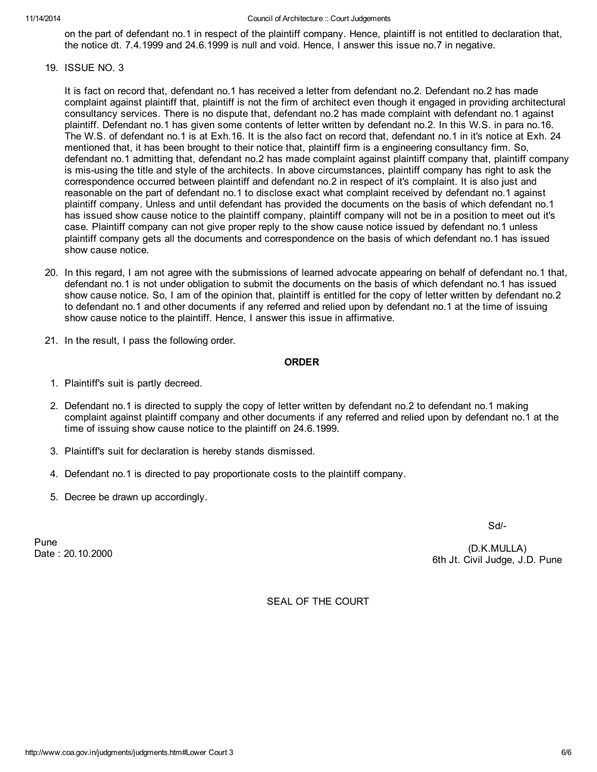on the part of defendant no.1 in respect of the plaintiff company. Hence, plaintiff is not entitled to declaration that, the notice dt. 7.4.1999 and 24.6.1999 is null and void. Hence, I answer this issue no.7 in negative.

19. ISSUE NO. 3

    It is fact on record that, defendant no.1 has received a letter from defendant no.2. Defendant no.2 has made complaint against plaintiff that, plaintiff is not the firm of architect even though it engaged in providing architectural consultancy services. There is no dispute that, defendant no.2 has made complaint with defendant no.1 against plaintiff. Defendant no.1 has given some contents of letter written by defendant no.2. In this W.S. in para no.16. The W.S. of defendant no.1 is at Exh.16. It is the also fact on record that, defendant no.1 in it's notice at Exh. 24 mentioned that, it has been brought to their notice that, plaintiff firm is a engineering consultancy firm. So, defendant no.1 admitting that, defendant no.2 has made complaint against plaintiff company that, plaintiff company is mis-using the title and style of the architects. In above circumstances, plaintiff company has right to ask the correspondence occurred between plaintiff and defendant no.2 in respect of it's complaint. It is also just and reasonable on the part of defendant no.1 to disclose exact what complaint received by defendant no.1 against plaintiff company. Unless and until defendant has provided the documents on the basis of which defendant no.1 has issued show cause notice to the plaintiff company, plaintiff company will not be in a position to meet out it's case. Plaintiff company can not give proper reply to the show cause notice issued by defendant no.1 unless plaintiff company gets all the documents and correspondence on the basis of which defendant no.1 has issued show cause notice.

20. In this regard, I am not agree with the submissions of learned advocate appearing on behalf of defendant no.1 that, defendant no.1 is not under obligation to submit the documents on the basis of which defendant no.1 has issued show cause notice. So, I am of the opinion that, plaintiff is entitled for the copy of letter written by defendant no.2 to defendant no.1 and other documents if any referred and relied upon by defendant no.1 at the time of issuing show cause notice to the plaintiff. Hence, I answer this issue in affirmative.

21. In the result, I pass the following order.

**ORDER**

1. Plaintiff's suit is partly decreed.
2. Defendant no.1 is directed to supply the copy of letter written by defendant no.2 to defendant no.1 making complaint against plaintiff company and other documents if any referred and relied upon by defendant no.1 at the time of issuing show cause notice to the plaintiff on 24.6.1999.
3. Plaintiff's suit for declaration is hereby stands dismissed.
4. Defendant no.1 is directed to pay proportionate costs to the plaintiff company.
5. Decree be drawn up accordingly.

Sd/-

Pune
Date : 20.10.2000

(D.K.MULLA)
6th Jt. Civil Judge, J.D. Pune

SEAL OF THE COURT